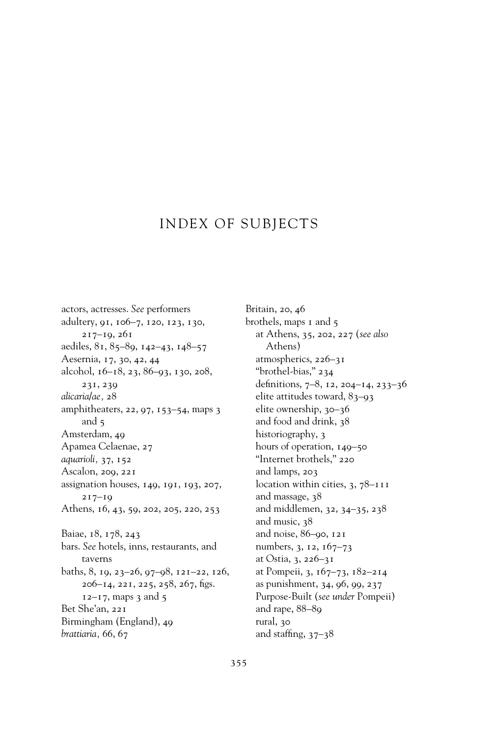# INDEX OF SUBJECTS

actors, actresses. *See* performers
adultery, 91, 106–7, 120, 123, 130, 217–19, 261
aediles, 81, 85–89, 142–43, 148–57
Aesernia, 17, 30, 42, 44
alcohol, 16–18, 23, 86–93, 130, 208, 231, 239
*alicaria/ae*, 28
amphitheaters, 22, 97, 153–54, maps 3 and 5
Amsterdam, 49
Apamea Celaenae, 27
*aquarioli*, 37, 152
Ascalon, 209, 221
assignation houses, 149, 191, 193, 207, 217–19
Athens, 16, 43, 59, 202, 205, 220, 253

Baiae, 18, 178, 243
bars. *See* hotels, inns, restaurants, and taverns
baths, 8, 19, 23–26, 97–98, 121–22, 126, 206–14, 221, 225, 258, 267, figs. 12–17, maps 3 and 5
Bet She'an, 221
Birmingham (England), 49
*brattiaria*, 66, 67

Britain, 20, 46
brothels, maps 1 and 5
  at Athens, 35, 202, 227 (*see also* Athens)
  atmospherics, 226–31
  "brothel-bias," 234
  definitions, 7–8, 12, 204–14, 233–36
  elite attitudes toward, 83–93
  elite ownership, 30–36
  and food and drink, 38
  historiography, 3
  hours of operation, 149–50
  "Internet brothels," 220
  and lamps, 203
  location within cities, 3, 78–111
  and massage, 38
  and middlemen, 32, 34–35, 238
  and music, 38
  and noise, 86–90, 121
  numbers, 3, 12, 167–73
  at Ostia, 3, 226–31
  at Pompeii, 3, 167–73, 182–214
  as punishment, 34, 96, 99, 237
  Purpose-Built (*see under* Pompeii)
  and rape, 88–89
  rural, 30
  and staffing, 37–38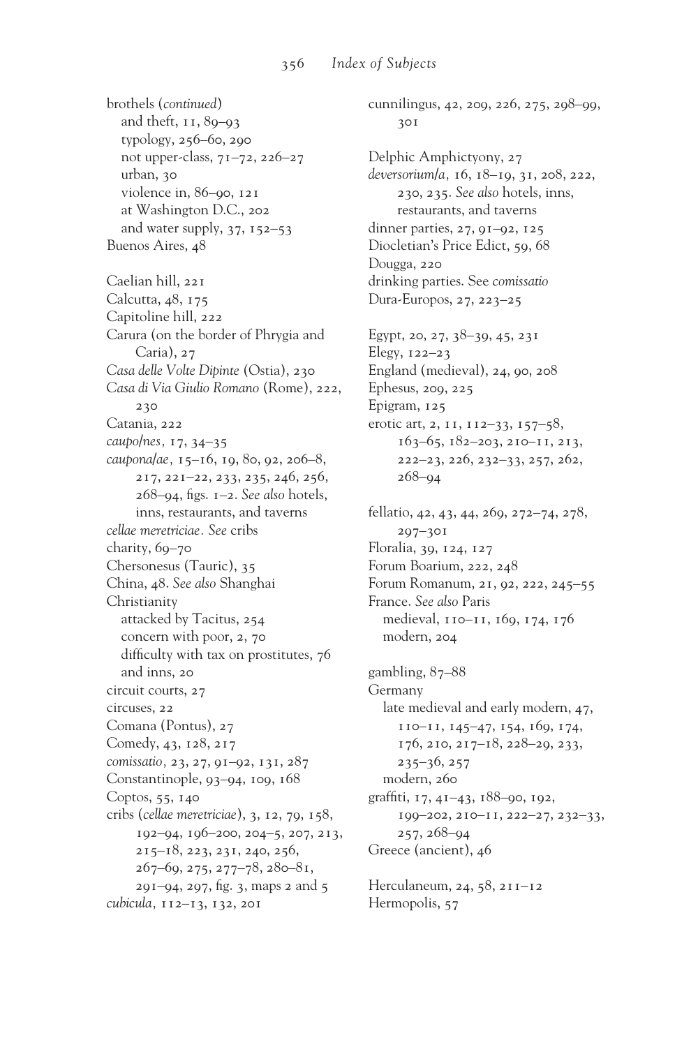brothels (*continued*)
  and theft, 11, 89–93
  typology, 256–60, 290
  not upper-class, 71–72, 226–27
  urban, 30
  violence in, 86–90, 121
  at Washington D.C., 202
  and water supply, 37, 152–53
Buenos Aires, 48

Caelian hill, 221
Calcutta, 48, 175
Capitoline hill, 222
Carura (on the border of Phrygia and Caria), 27
*Casa delle Volte Dipinte* (Ostia), 230
*Casa di Via Giulio Romano* (Rome), 222, 230
Catania, 222
*caupo/nes*, 17, 34–35
*caupona/ae*, 15–16, 19, 80, 92, 206–8, 217, 221–22, 233, 235, 246, 256, 268–94, figs. 1–2. *See also* hotels, inns, restaurants, and taverns
*cellae meretriciae*. *See* cribs
charity, 69–70
Chersonesus (Tauric), 35
China, 48. *See also* Shanghai
Christianity
  attacked by Tacitus, 254
  concern with poor, 2, 70
  difficulty with tax on prostitutes, 76
  and inns, 20
circuit courts, 27
circuses, 22
Comana (Pontus), 27
Comedy, 43, 128, 217
*comissatio*, 23, 27, 91–92, 131, 287
Constantinople, 93–94, 109, 168
Coptos, 55, 140
cribs (*cellae meretriciae*), 3, 12, 79, 158, 192–94, 196–200, 204–5, 207, 213, 215–18, 223, 231, 240, 256, 267–69, 275, 277–78, 280–81, 291–94, 297, fig. 3, maps 2 and 5
*cubicula*, 112–13, 132, 201

cunnilingus, 42, 209, 226, 275, 298–99, 301

Delphic Amphictyony, 27
*deversorium/a*, 16, 18–19, 31, 208, 222, 230, 235. *See also* hotels, inns, restaurants, and taverns
dinner parties, 27, 91–92, 125
Diocletian's Price Edict, 59, 68
Dougga, 220
drinking parties. See *comissatio*
Dura-Europos, 27, 223–25

Egypt, 20, 27, 38–39, 45, 231
Elegy, 122–23
England (medieval), 24, 90, 208
Ephesus, 209, 225
Epigram, 125
erotic art, 2, 11, 112–33, 157–58, 163–65, 182–203, 210–11, 213, 222–23, 226, 232–33, 257, 262, 268–94

fellatio, 42, 43, 44, 269, 272–74, 278, 297–301
Floralia, 39, 124, 127
Forum Boarium, 222, 248
Forum Romanum, 21, 92, 222, 245–55
France. *See also* Paris
  medieval, 110–11, 169, 174, 176
  modern, 204

gambling, 87–88
Germany
  late medieval and early modern, 47, 110–11, 145–47, 154, 169, 174, 176, 210, 217–18, 228–29, 233, 235–36, 257
  modern, 260
graffiti, 17, 41–43, 188–90, 192, 199–202, 210–11, 222–27, 232–33, 257, 268–94
Greece (ancient), 46

Herculaneum, 24, 58, 211–12
Hermopolis, 57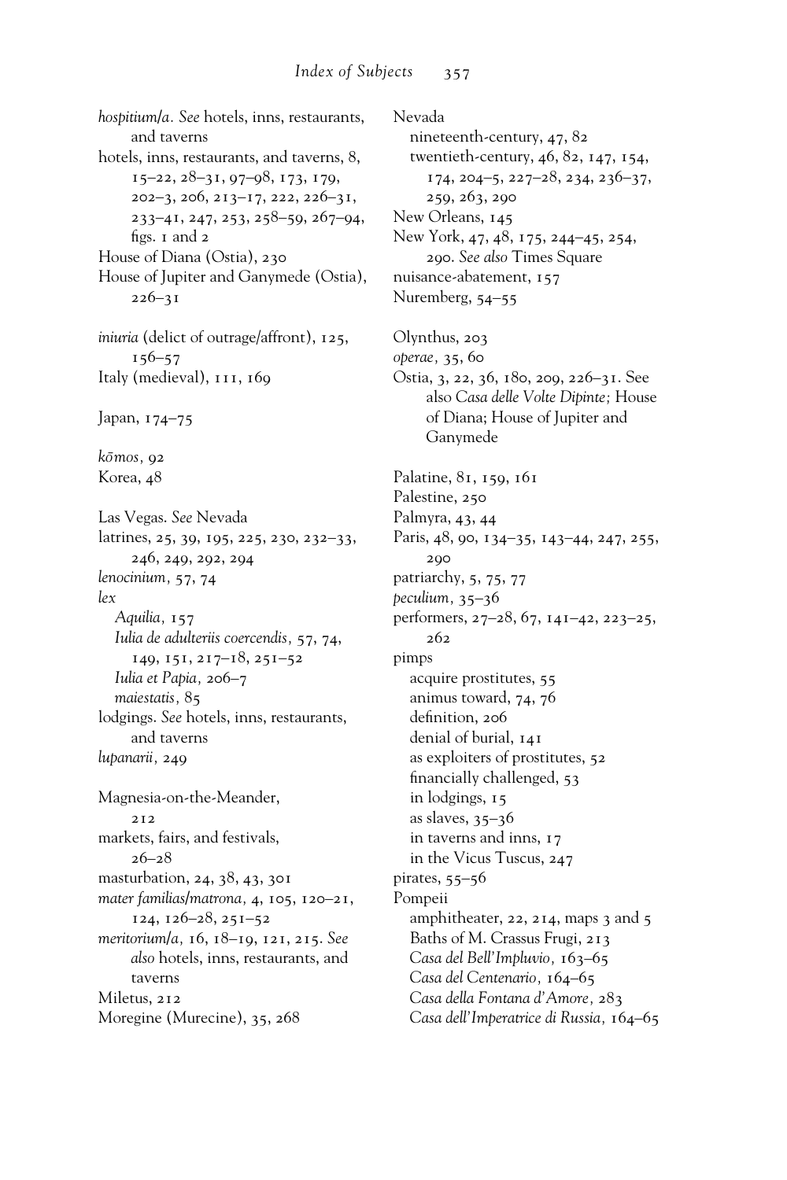*hospitium/a. See* hotels, inns, restaurants, and taverns

hotels, inns, restaurants, and taverns, 8, 15–22, 28–31, 97–98, 173, 179, 202–3, 206, 213–17, 222, 226–31, 233–41, 247, 253, 258–59, 267–94, figs. 1 and 2

House of Diana (Ostia), 230

House of Jupiter and Ganymede (Ostia), 226–31

*iniuria* (delict of outrage/affront), 125, 156–57

Italy (medieval), 111, 169

Japan, 174–75

*kōmos,* 92

Korea, 48

Las Vegas. *See* Nevada

latrines, 25, 39, 195, 225, 230, 232–33, 246, 249, 292, 294

*lenocinium,* 57, 74

*lex*

- *Aquilia,* 157
- *Iulia de adulteriis coercendis,* 57, 74, 149, 151, 217–18, 251–52
- *Iulia et Papia,* 206–7
- *maiestatis,* 85

lodgings. *See* hotels, inns, restaurants, and taverns

*lupanarii,* 249

Magnesia-on-the-Meander, 212

markets, fairs, and festivals, 26–28

masturbation, 24, 38, 43, 301

*mater familias/matrona,* 4, 105, 120–21, 124, 126–28, 251–52

*meritorium/a,* 16, 18–19, 121, 215. *See also* hotels, inns, restaurants, and taverns

Miletus, 212

Moregine (Murecine), 35, 268

Nevada

- nineteenth-century, 47, 82
- twentieth-century, 46, 82, 147, 154, 174, 204–5, 227–28, 234, 236–37, 259, 263, 290

New Orleans, 145

New York, 47, 48, 175, 244–45, 254, 290. *See also* Times Square

nuisance-abatement, 157

Nuremberg, 54–55

Olynthus, 203

*operae,* 35, 60

Ostia, 3, 22, 36, 180, 209, 226–31. See also *Casa delle Volte Dipinte;* House of Diana; House of Jupiter and Ganymede

Palatine, 81, 159, 161

Palestine, 250

Palmyra, 43, 44

Paris, 48, 90, 134–35, 143–44, 247, 255, 290

patriarchy, 5, 75, 77

*peculium,* 35–36

performers, 27–28, 67, 141–42, 223–25, 262

pimps

- acquire prostitutes, 55
- animus toward, 74, 76
- definition, 206
- denial of burial, 141
- as exploiters of prostitutes, 52
- financially challenged, 53
- in lodgings, 15
- as slaves, 35–36
- in taverns and inns, 17
- in the Vicus Tuscus, 247

pirates, 55–56

Pompeii

- amphitheater, 22, 214, maps 3 and 5
- Baths of M. Crassus Frugi, 213
- *Casa del Bell'Impluvio,* 163–65
- *Casa del Centenario,* 164–65
- *Casa della Fontana d'Amore,* 283
- *Casa dell'Imperatrice di Russia,* 164–65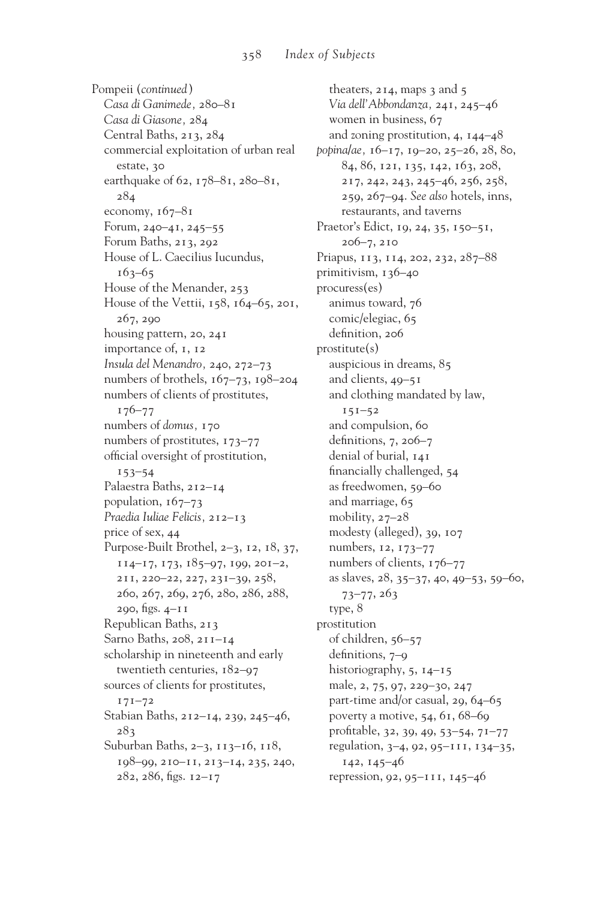Pompeii (*continued*)
  *Casa di Ganimede,* 280–81
  *Casa di Giasone,* 284
  Central Baths, 213, 284
  commercial exploitation of urban real estate, 30
  earthquake of 62, 178–81, 280–81, 284
  economy, 167–81
  Forum, 240–41, 245–55
  Forum Baths, 213, 292
  House of L. Caecilius Iucundus, 163–65
  House of the Menander, 253
  House of the Vettii, 158, 164–65, 201, 267, 290
  housing pattern, 20, 241
  importance of, 1, 12
  *Insula del Menandro,* 240, 272–73
  numbers of brothels, 167–73, 198–204
  numbers of clients of prostitutes, 176–77
  numbers of *domus,* 170
  numbers of prostitutes, 173–77
  official oversight of prostitution, 153–54
  Palaestra Baths, 212–14
  population, 167–73
  *Praedia Iuliae Felicis,* 212–13
  price of sex, 44
  Purpose-Built Brothel, 2–3, 12, 18, 37, 114–17, 173, 185–97, 199, 201–2, 211, 220–22, 227, 231–39, 258, 260, 267, 269, 276, 280, 286, 288, 290, figs. 4–11
  Republican Baths, 213
  Sarno Baths, 208, 211–14
  scholarship in nineteenth and early twentieth centuries, 182–97
  sources of clients for prostitutes, 171–72
  Stabian Baths, 212–14, 239, 245–46, 283
  Suburban Baths, 2–3, 113–16, 118, 198–99, 210–11, 213–14, 235, 240, 282, 286, figs. 12–17
  theaters, 214, maps 3 and 5
  *Via dell'Abbondanza,* 241, 245–46
  women in business, 67
  and zoning prostitution, 4, 144–48
*popina/ae,* 16–17, 19–20, 25–26, 28, 80, 84, 86, 121, 135, 142, 163, 208, 217, 242, 243, 245–46, 256, 258, 259, 267–94. *See also* hotels, inns, restaurants, and taverns
Praetor's Edict, 19, 24, 35, 150–51, 206–7, 210
Priapus, 113, 114, 202, 232, 287–88
primitivism, 136–40
procuress(es)
  animus toward, 76
  comic/elegiac, 65
  definition, 206
prostitute(s)
  auspicious in dreams, 85
  and clients, 49–51
  and clothing mandated by law, 151–52
  and compulsion, 60
  definitions, 7, 206–7
  denial of burial, 141
  financially challenged, 54
  as freedwomen, 59–60
  and marriage, 65
  mobility, 27–28
  modesty (alleged), 39, 107
  numbers, 12, 173–77
  numbers of clients, 176–77
  as slaves, 28, 35–37, 40, 49–53, 59–60, 73–77, 263
  type, 8
prostitution
  of children, 56–57
  definitions, 7–9
  historiography, 5, 14–15
  male, 2, 75, 97, 229–30, 247
  part-time and/or casual, 29, 64–65
  poverty a motive, 54, 61, 68–69
  profitable, 32, 39, 49, 53–54, 71–77
  regulation, 3–4, 92, 95–111, 134–35, 142, 145–46
  repression, 92, 95–111, 145–46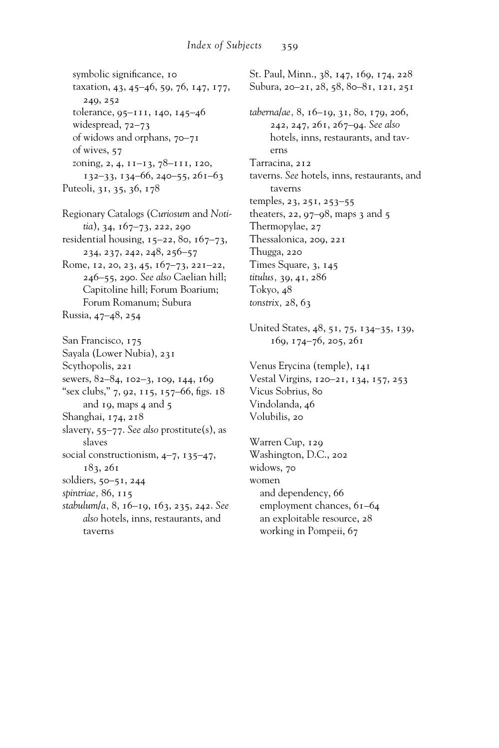- symbolic significance, 10
- taxation, 43, 45–46, 59, 76, 147, 177, 249, 252
- tolerance, 95–111, 140, 145–46
- widespread, 72–73
- of widows and orphans, 70–71
- of wives, 57
- zoning, 2, 4, 11–13, 78–111, 120, 132–33, 134–66, 240–55, 261–63

Puteoli, 31, 35, 36, 178

Regionary Catalogs (*Curiosum* and *Notitia*), 34, 167–73, 222, 290

residential housing, 15–22, 80, 167–73, 234, 237, 242, 248, 256–57

Rome, 12, 20, 23, 45, 167–73, 221–22, 246–55, 290. *See also* Caelian hill; Capitoline hill; Forum Boarium; Forum Romanum; Subura

Russia, 47–48, 254

San Francisco, 175

Sayala (Lower Nubia), 231

Scythopolis, 221

sewers, 82–84, 102–3, 109, 144, 169

"sex clubs," 7, 92, 115, 157–66, figs. 18 and 19, maps 4 and 5

Shanghai, 174, 218

slavery, 55–77. *See also* prostitute(s), as slaves

social constructionism, 4–7, 135–47, 183, 261

soldiers, 50–51, 244

*spintriae,* 86, 115

*stabulum/a,* 8, 16–19, 163, 235, 242. *See also* hotels, inns, restaurants, and taverns

St. Paul, Minn., 38, 147, 169, 174, 228

Subura, 20–21, 28, 58, 80–81, 121, 251

*taberna/ae,* 8, 16–19, 31, 80, 179, 206, 242, 247, 261, 267–94. *See also* hotels, inns, restaurants, and taverns

Tarracina, 212

taverns. *See* hotels, inns, restaurants, and taverns

temples, 23, 251, 253–55

theaters, 22, 97–98, maps 3 and 5

Thermopylae, 27

Thessalonica, 209, 221

Thugga, 220

Times Square, 3, 145

*titulus,* 39, 41, 286

Tokyo, 48

*tonstrix,* 28, 63

United States, 48, 51, 75, 134–35, 139, 169, 174–76, 205, 261

Venus Erycina (temple), 141

Vestal Virgins, 120–21, 134, 157, 253

Vicus Sobrius, 80

Vindolanda, 46

Volubilis, 20

Warren Cup, 129

Washington, D.C., 202

widows, 70

women
- and dependency, 66
- employment chances, 61–64
- an exploitable resource, 28
- working in Pompeii, 67